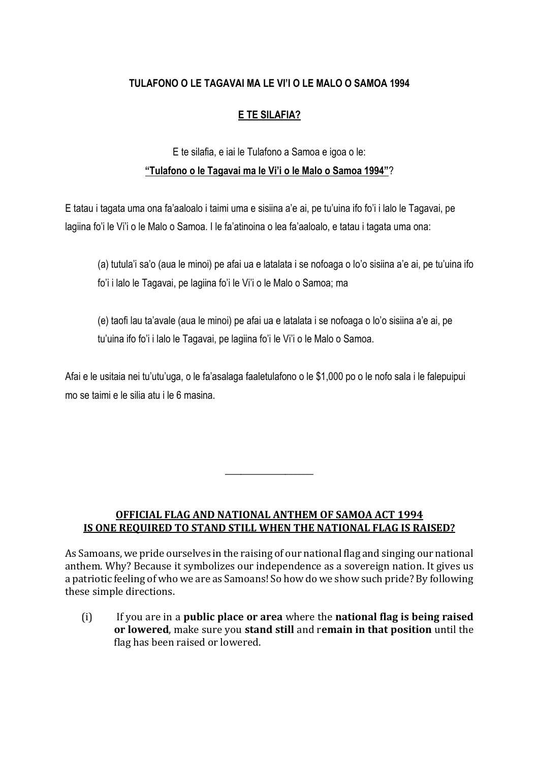**TULAFONO O LE TAGAVAI MA LE VI'I O LE MALO O SAMOA 1994**

**E TE SILAFIA?**

E te silafia, e iai le Tulafono a Samoa e igoa o le:
**"Tulafono o le Tagavai ma le Vi'i o le Malo o Samoa 1994"**?

E tatau i tagata uma ona fa'aaloalo i taimi uma e sisiina a'e ai, pe tu'uina ifo fo'i i lalo le Tagavai, pe lagiina fo'i le Vi'i o le Malo o Samoa. I le fa'atinoina o lea fa'aaloalo, e tatau i tagata uma ona:

(a) tutula'i sa'o (aua le minoi) pe afai ua e latalata i se nofoaga o lo'o sisiina a'e ai, pe tu'uina ifo fo'i i lalo le Tagavai, pe lagiina fo'i le Vi'i o le Malo o Samoa; ma

(e) taofi lau ta'avale (aua le minoi) pe afai ua e latalata i se nofoaga o lo'o sisiina a'e ai, pe tu'uina ifo fo'i i lalo le Tagavai, pe lagiina fo'i le Vi'i o le Malo o Samoa.

Afai e le usitaia nei tu'utu'uga, o le fa'asalaga faaletulafono o le $1,000 po o le nofo sala i le falepuipui mo se taimi e le silia atu i le 6 masina.

---

**OFFICIAL FLAG AND NATIONAL ANTHEM OF SAMOA ACT 1994**
**IS ONE REQUIRED TO STAND STILL WHEN THE NATIONAL FLAG IS RAISED?**

As Samoans, we pride ourselves in the raising of our national flag and singing our national anthem. Why? Because it symbolizes our independence as a sovereign nation. It gives us a patriotic feeling of who we are as Samoans! So how do we show such pride? By following these simple directions.

(i) If you are in a **public place or area** where the **national flag is being raised or lowered**, make sure you **stand still** and r**emain in that position** until the flag has been raised or lowered.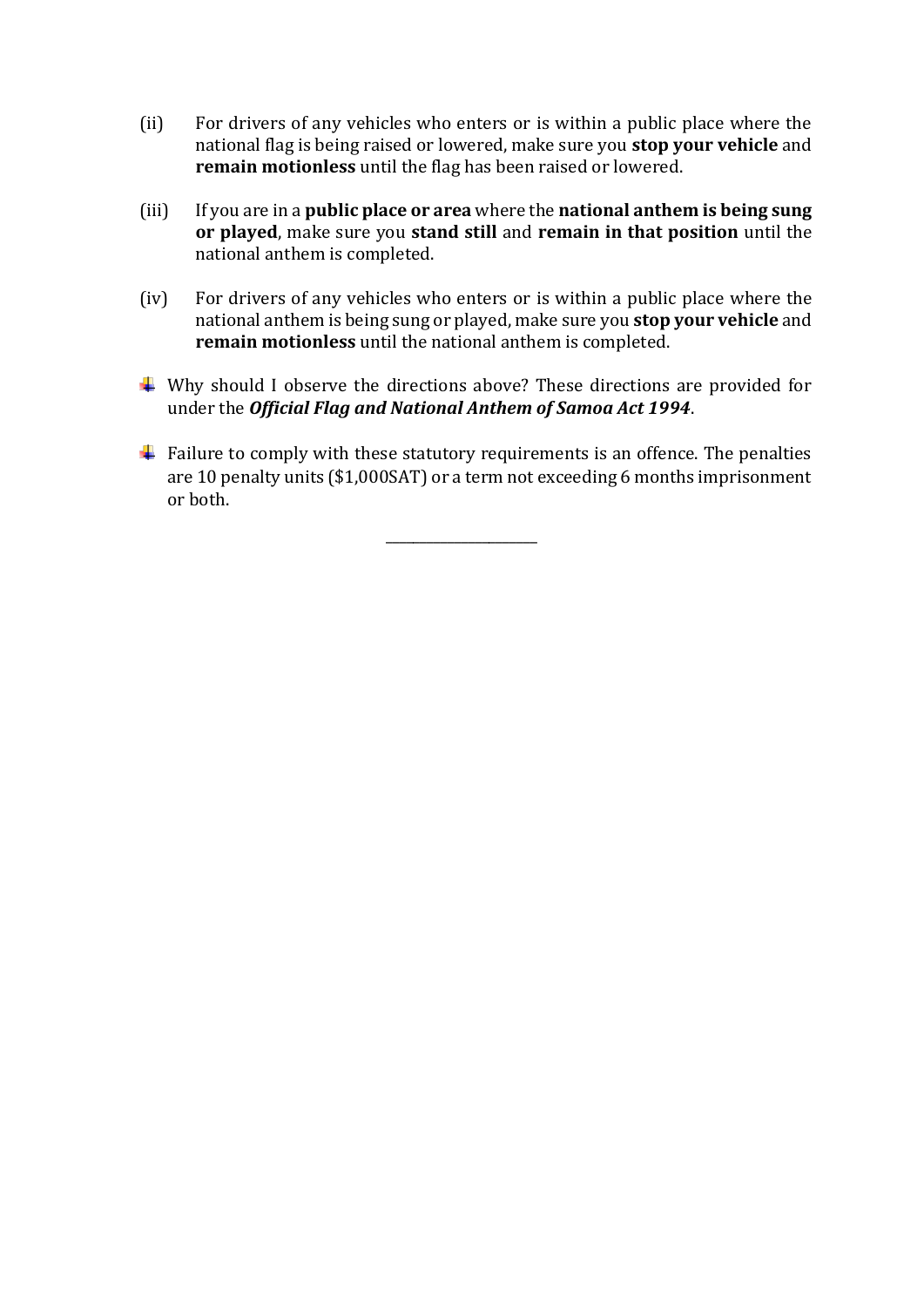(ii) For drivers of any vehicles who enters or is within a public place where the national flag is being raised or lowered, make sure you **stop your vehicle** and **remain motionless** until the flag has been raised or lowered.

(iii) If you are in a **public place or area** where the **national anthem is being sung or played**, make sure you **stand still** and **remain in that position** until the national anthem is completed.

(iv) For drivers of any vehicles who enters or is within a public place where the national anthem is being sung or played, make sure you **stop your vehicle** and **remain motionless** until the national anthem is completed.

- Why should I observe the directions above? These directions are provided for under the ***Official Flag and National Anthem of Samoa Act 1994***.
- Failure to comply with these statutory requirements is an offence. The penalties are 10 penalty units ($1,000SAT) or a term not exceeding 6 months imprisonment or both.

---